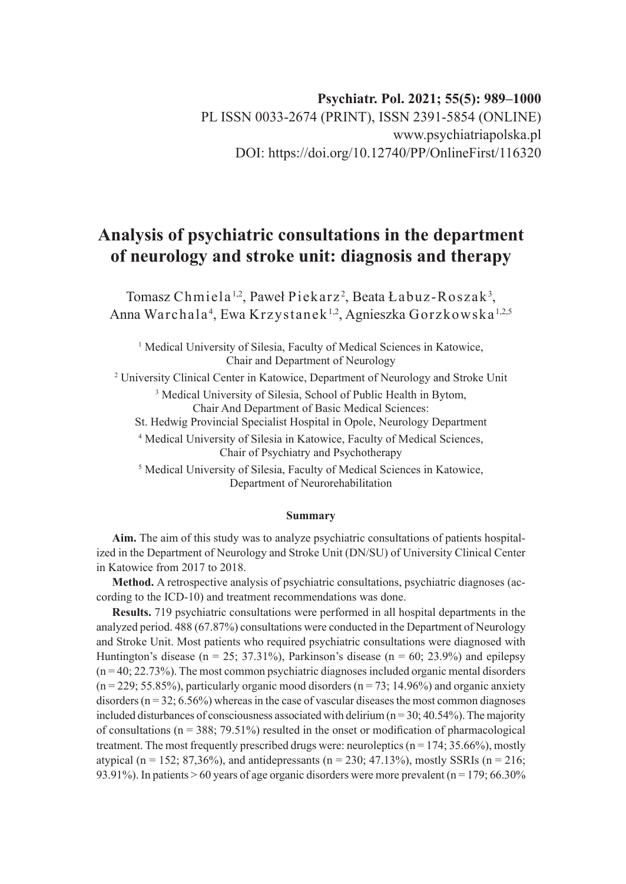Psychiatr. Pol. 2021; 55(5): 989–1000

PL ISSN 0033-2674 (PRINT), ISSN 2391-5854 (ONLINE)

www.psychiatriapolska.pl

DOI: https://doi.org/10.12740/PP/OnlineFirst/116320

# Analysis of psychiatric consultations in the department of neurology and stroke unit: diagnosis and therapy

Tomasz Chmiela[1,2], Paweł Piekarz[2], Beata Łabuz-Roszak[3], Anna Warchala[4], Ewa Krzystanek[1,2], Agnieszka Gorzkowska[1,2,5]

[1] Medical University of Silesia, Faculty of Medical Sciences in Katowice, Chair and Department of Neurology

[2] University Clinical Center in Katowice, Department of Neurology and Stroke Unit

[3] Medical University of Silesia, School of Public Health in Bytom, Chair And Department of Basic Medical Sciences: St. Hedwig Provincial Specialist Hospital in Opole, Neurology Department

[4] Medical University of Silesia in Katowice, Faculty of Medical Sciences, Chair of Psychiatry and Psychotherapy

[5] Medical University of Silesia, Faculty of Medical Sciences in Katowice, Department of Neurorehabilitation

### Summary

**Aim.** The aim of this study was to analyze psychiatric consultations of patients hospitalized in the Department of Neurology and Stroke Unit (DN/SU) of University Clinical Center in Katowice from 2017 to 2018.

**Method.** A retrospective analysis of psychiatric consultations, psychiatric diagnoses (according to the ICD-10) and treatment recommendations was done.

**Results.** 719 psychiatric consultations were performed in all hospital departments in the analyzed period. 488 (67.87%) consultations were conducted in the Department of Neurology and Stroke Unit. Most patients who required psychiatric consultations were diagnosed with Huntington's disease (n = 25; 37.31%), Parkinson's disease (n = 60; 23.9%) and epilepsy (n = 40; 22.73%). The most common psychiatric diagnoses included organic mental disorders (n = 229; 55.85%), particularly organic mood disorders (n = 73; 14.96%) and organic anxiety disorders (n = 32; 6.56%) whereas in the case of vascular diseases the most common diagnoses included disturbances of consciousness associated with delirium (n = 30; 40.54%). The majority of consultations (n = 388; 79.51%) resulted in the onset or modification of pharmacological treatment. The most frequently prescribed drugs were: neuroleptics (n = 174; 35.66%), mostly atypical (n = 152; 87,36%), and antidepressants (n = 230; 47.13%), mostly SSRIs (n = 216; 93.91%). In patients > 60 years of age organic disorders were more prevalent (n = 179; 66.30%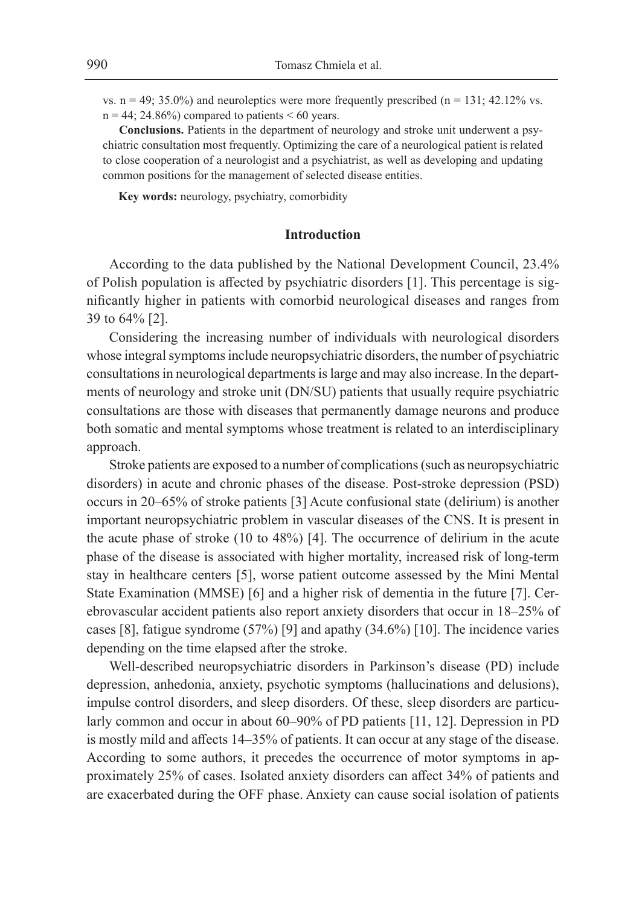vs. n = 49; 35.0%) and neuroleptics were more frequently prescribed (n = 131; 42.12% vs. n = 44; 24.86%) compared to patients < 60 years.

**Conclusions.** Patients in the department of neurology and stroke unit underwent a psychiatric consultation most frequently. Optimizing the care of a neurological patient is related to close cooperation of a neurologist and a psychiatrist, as well as developing and updating common positions for the management of selected disease entities.

**Key words:** neurology, psychiatry, comorbidity

## Introduction

According to the data published by the National Development Council, 23.4% of Polish population is affected by psychiatric disorders [1]. This percentage is significantly higher in patients with comorbid neurological diseases and ranges from 39 to 64% [2].

Considering the increasing number of individuals with neurological disorders whose integral symptoms include neuropsychiatric disorders, the number of psychiatric consultations in neurological departments is large and may also increase. In the departments of neurology and stroke unit (DN/SU) patients that usually require psychiatric consultations are those with diseases that permanently damage neurons and produce both somatic and mental symptoms whose treatment is related to an interdisciplinary approach.

Stroke patients are exposed to a number of complications (such as neuropsychiatric disorders) in acute and chronic phases of the disease. Post-stroke depression (PSD) occurs in 20–65% of stroke patients [3] Acute confusional state (delirium) is another important neuropsychiatric problem in vascular diseases of the CNS. It is present in the acute phase of stroke (10 to 48%) [4]. The occurrence of delirium in the acute phase of the disease is associated with higher mortality, increased risk of long-term stay in healthcare centers [5], worse patient outcome assessed by the Mini Mental State Examination (MMSE) [6] and a higher risk of dementia in the future [7]. Cerebrovascular accident patients also report anxiety disorders that occur in 18–25% of cases [8], fatigue syndrome (57%) [9] and apathy (34.6%) [10]. The incidence varies depending on the time elapsed after the stroke.

Well-described neuropsychiatric disorders in Parkinson's disease (PD) include depression, anhedonia, anxiety, psychotic symptoms (hallucinations and delusions), impulse control disorders, and sleep disorders. Of these, sleep disorders are particularly common and occur in about 60–90% of PD patients [11, 12]. Depression in PD is mostly mild and affects 14–35% of patients. It can occur at any stage of the disease. According to some authors, it precedes the occurrence of motor symptoms in approximately 25% of cases. Isolated anxiety disorders can affect 34% of patients and are exacerbated during the OFF phase. Anxiety can cause social isolation of patients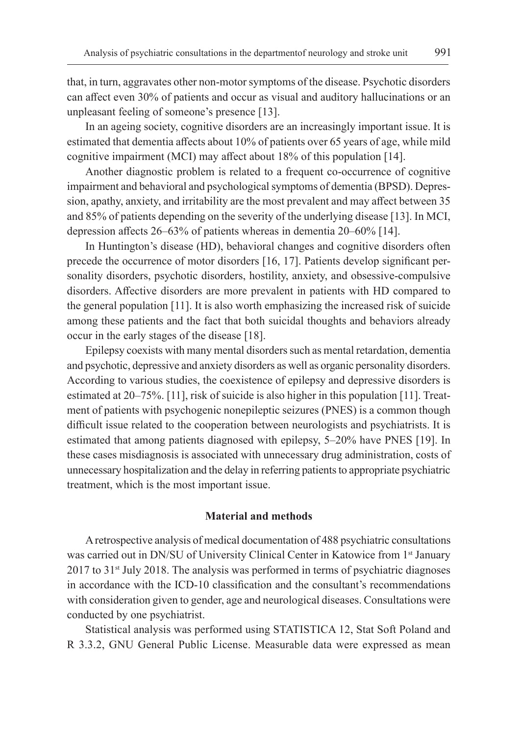that, in turn, aggravates other non-motor symptoms of the disease. Psychotic disorders can affect even 30% of patients and occur as visual and auditory hallucinations or an unpleasant feeling of someone's presence [13].

In an ageing society, cognitive disorders are an increasingly important issue. It is estimated that dementia affects about 10% of patients over 65 years of age, while mild cognitive impairment (MCI) may affect about 18% of this population [14].

Another diagnostic problem is related to a frequent co-occurrence of cognitive impairment and behavioral and psychological symptoms of dementia (BPSD). Depression, apathy, anxiety, and irritability are the most prevalent and may affect between 35 and 85% of patients depending on the severity of the underlying disease [13]. In MCI, depression affects 26–63% of patients whereas in dementia 20–60% [14].

In Huntington's disease (HD), behavioral changes and cognitive disorders often precede the occurrence of motor disorders [16, 17]. Patients develop significant personality disorders, psychotic disorders, hostility, anxiety, and obsessive-compulsive disorders. Affective disorders are more prevalent in patients with HD compared to the general population [11]. It is also worth emphasizing the increased risk of suicide among these patients and the fact that both suicidal thoughts and behaviors already occur in the early stages of the disease [18].

Epilepsy coexists with many mental disorders such as mental retardation, dementia and psychotic, depressive and anxiety disorders as well as organic personality disorders. According to various studies, the coexistence of epilepsy and depressive disorders is estimated at 20–75%. [11], risk of suicide is also higher in this population [11]. Treatment of patients with psychogenic nonepileptic seizures (PNES) is a common though difficult issue related to the cooperation between neurologists and psychiatrists. It is estimated that among patients diagnosed with epilepsy, 5–20% have PNES [19]. In these cases misdiagnosis is associated with unnecessary drug administration, costs of unnecessary hospitalization and the delay in referring patients to appropriate psychiatric treatment, which is the most important issue.

## Material and methods

A retrospective analysis of medical documentation of 488 psychiatric consultations was carried out in DN/SU of University Clinical Center in Katowice from 1st January 2017 to 31st July 2018. The analysis was performed in terms of psychiatric diagnoses in accordance with the ICD-10 classification and the consultant's recommendations with consideration given to gender, age and neurological diseases. Consultations were conducted by one psychiatrist.

Statistical analysis was performed using STATISTICA 12, Stat Soft Poland and R 3.3.2, GNU General Public License. Measurable data were expressed as mean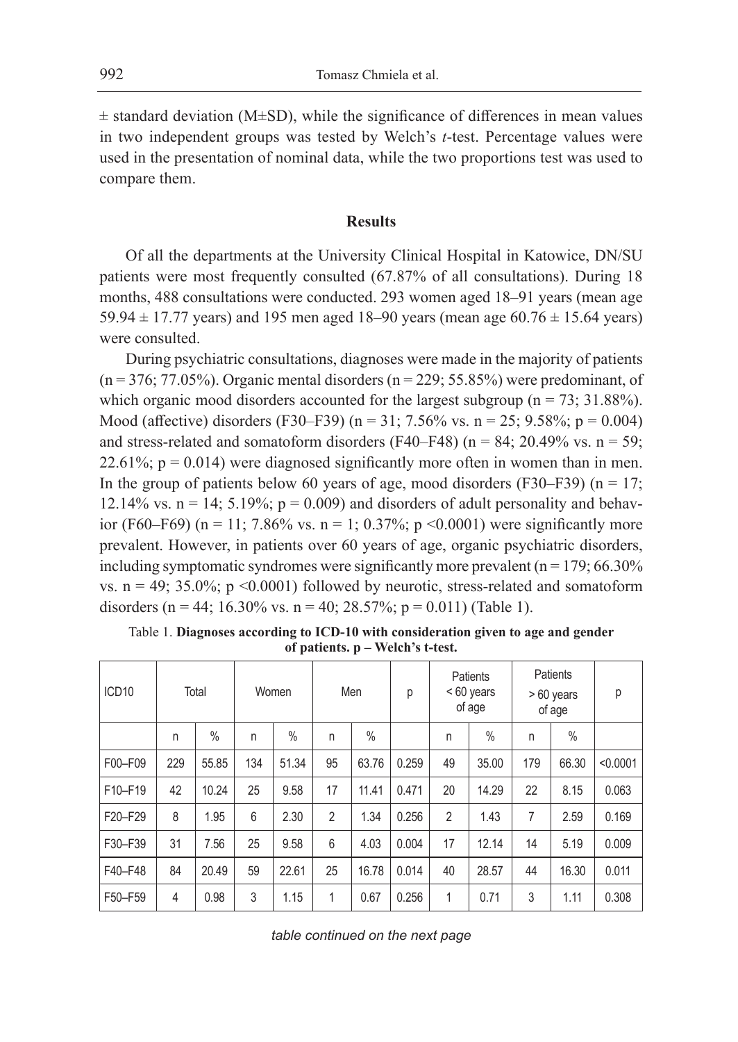± standard deviation (M±SD), while the significance of differences in mean values in two independent groups was tested by Welch's *t*-test. Percentage values were used in the presentation of nominal data, while the two proportions test was used to compare them.

## Results

Of all the departments at the University Clinical Hospital in Katowice, DN/SU patients were most frequently consulted (67.87% of all consultations). During 18 months, 488 consultations were conducted. 293 women aged 18–91 years (mean age 59.94 ± 17.77 years) and 195 men aged 18–90 years (mean age 60.76 ± 15.64 years) were consulted.

During psychiatric consultations, diagnoses were made in the majority of patients (n = 376; 77.05%). Organic mental disorders (n = 229; 55.85%) were predominant, of which organic mood disorders accounted for the largest subgroup (n = 73; 31.88%). Mood (affective) disorders (F30–F39) (n = 31; 7.56% vs. n = 25; 9.58%; p = 0.004) and stress-related and somatoform disorders (F40–F48) (n = 84; 20.49% vs. n = 59; 22.61%; p = 0.014) were diagnosed significantly more often in women than in men. In the group of patients below 60 years of age, mood disorders (F30–F39) (n = 17; 12.14% vs. n = 14; 5.19%; p = 0.009) and disorders of adult personality and behavior (F60–F69) (n = 11; 7.86% vs. n = 1; 0.37%; p <0.0001) were significantly more prevalent. However, in patients over 60 years of age, organic psychiatric disorders, including symptomatic syndromes were significantly more prevalent (n = 179; 66.30% vs. n = 49; 35.0%; p <0.0001) followed by neurotic, stress-related and somatoform disorders (n = 44; 16.30% vs. n = 40; 28.57%; p = 0.011) (Table 1).

Table 1. **Diagnoses according to ICD-10 with consideration given to age and gender of patients. p – Welch's t-test.**

| ICD10 | Total | | Women | | Men | | p | Patients < 60 years of age | | Patients > 60 years of age | | p |
|---|---|---|---|---|---|---|---|---|---|---|---|---|
| | n | % | n | % | n | % | | n | % | n | % | |
| F00–F09 | 229 | 55.85 | 134 | 51.34 | 95 | 63.76 | 0.259 | 49 | 35.00 | 179 | 66.30 | <0.0001 |
| F10–F19 | 42 | 10.24 | 25 | 9.58 | 17 | 11.41 | 0.471 | 20 | 14.29 | 22 | 8.15 | 0.063 |
| F20–F29 | 8 | 1.95 | 6 | 2.30 | 2 | 1.34 | 0.256 | 2 | 1.43 | 7 | 2.59 | 0.169 |
| F30–F39 | 31 | 7.56 | 25 | 9.58 | 6 | 4.03 | 0.004 | 17 | 12.14 | 14 | 5.19 | 0.009 |
| F40–F48 | 84 | 20.49 | 59 | 22.61 | 25 | 16.78 | 0.014 | 40 | 28.57 | 44 | 16.30 | 0.011 |
| F50–F59 | 4 | 0.98 | 3 | 1.15 | 1 | 0.67 | 0.256 | 1 | 0.71 | 3 | 1.11 | 0.308 |

*table continued on the next page*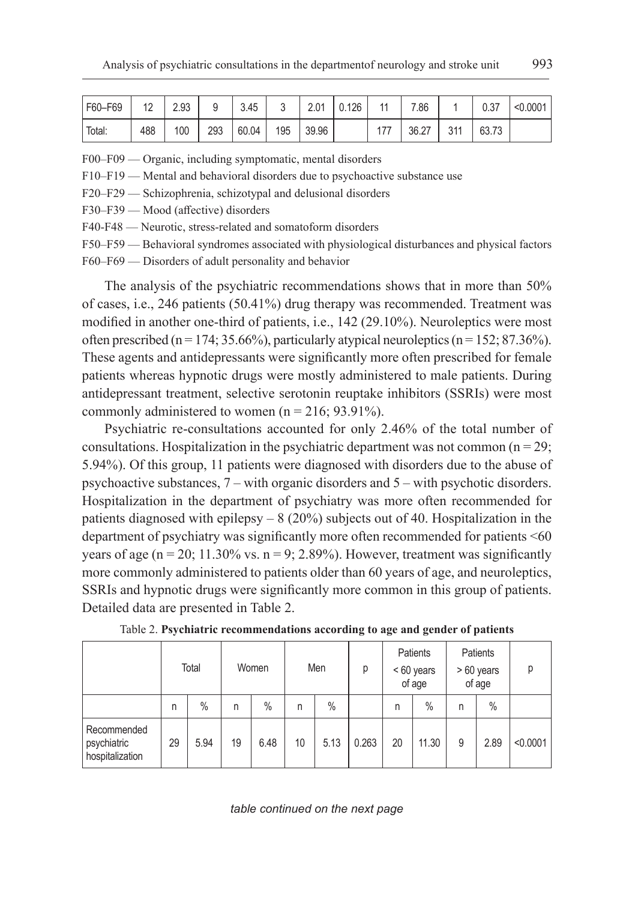| F60–F69 | 12 | 2.93 | 9 | 3.45 | 3 | 2.01 | 0.126 | 11 | 7.86 | 1 | 0.37 | <0.0001 |
|---|---|---|---|---|---|---|---|---|---|---|---|---|
| Total: | 488 | 100 | 293 | 60.04 | 195 | 39.96 | | 177 | 36.27 | 311 | 63.73 | |

F00–F09 — Organic, including symptomatic, mental disorders

F10–F19 — Mental and behavioral disorders due to psychoactive substance use

F20–F29 — Schizophrenia, schizotypal and delusional disorders

F30–F39 — Mood (affective) disorders

F40-F48 — Neurotic, stress-related and somatoform disorders

F50–F59 — Behavioral syndromes associated with physiological disturbances and physical factors

F60–F69 — Disorders of adult personality and behavior

The analysis of the psychiatric recommendations shows that in more than 50% of cases, i.e., 246 patients (50.41%) drug therapy was recommended. Treatment was modified in another one-third of patients, i.e., 142 (29.10%). Neuroleptics were most often prescribed (n = 174; 35.66%), particularly atypical neuroleptics (n = 152; 87.36%). These agents and antidepressants were significantly more often prescribed for female patients whereas hypnotic drugs were mostly administered to male patients. During antidepressant treatment, selective serotonin reuptake inhibitors (SSRIs) were most commonly administered to women (n = 216; 93.91%).

Psychiatric re-consultations accounted for only 2.46% of the total number of consultations. Hospitalization in the psychiatric department was not common (n = 29; 5.94%). Of this group, 11 patients were diagnosed with disorders due to the abuse of psychoactive substances, 7 – with organic disorders and 5 – with psychotic disorders. Hospitalization in the department of psychiatry was more often recommended for patients diagnosed with epilepsy – 8 (20%) subjects out of 40. Hospitalization in the department of psychiatry was significantly more often recommended for patients <60 years of age (n = 20; 11.30% vs. n = 9; 2.89%). However, treatment was significantly more commonly administered to patients older than 60 years of age, and neuroleptics, SSRIs and hypnotic drugs were significantly more common in this group of patients. Detailed data are presented in Table 2.

Table 2. **Psychiatric recommendations according to age and gender of patients**

| | Total | | Women | | Men | | p | Patients < 60 years of age | | Patients > 60 years of age | | p |
|---|---|---|---|---|---|---|---|---|---|---|---|---|
| | n | % | n | % | n | % | | n | % | n | % | |
| Recommended psychiatric hospitalization | 29 | 5.94 | 19 | 6.48 | 10 | 5.13 | 0.263 | 20 | 11.30 | 9 | 2.89 | <0.0001 |

*table continued on the next page*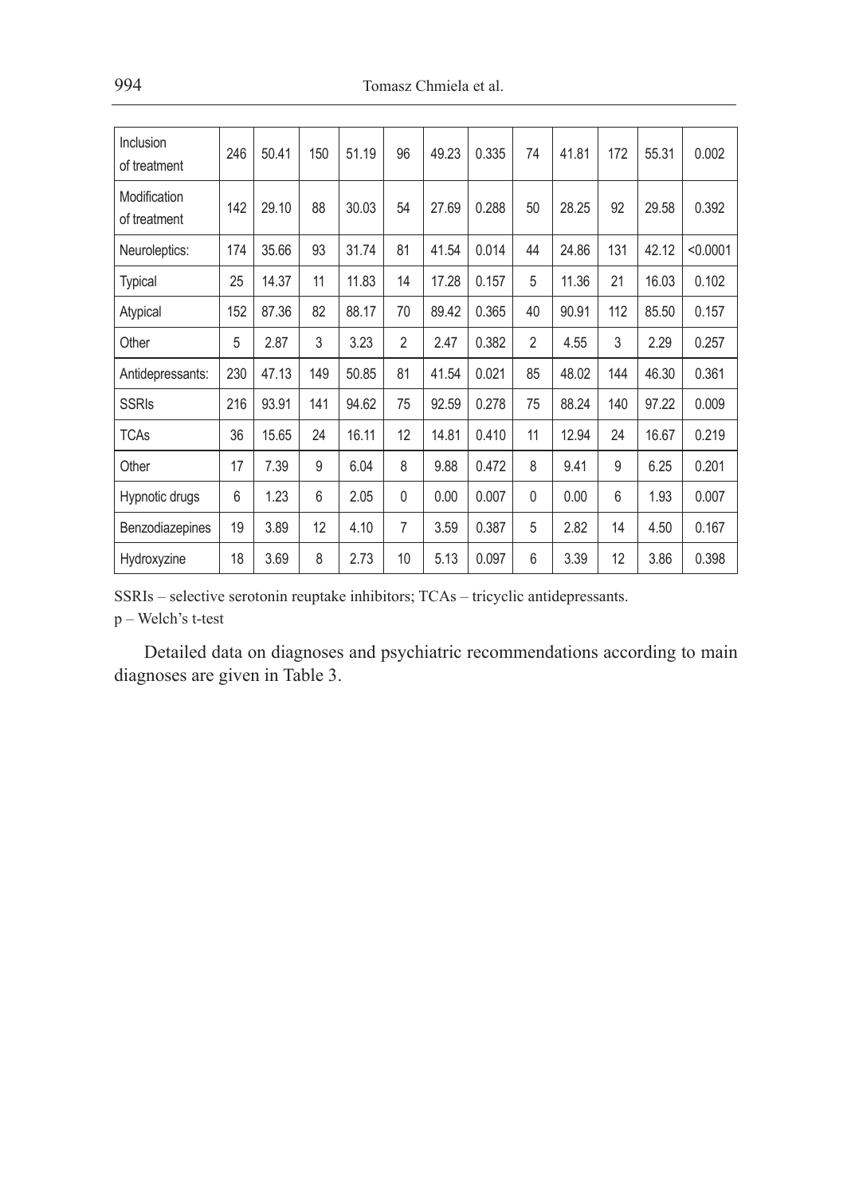| Inclusion of treatment | 246 | 50.41 | 150 | 51.19 | 96 | 49.23 | 0.335 | 74 | 41.81 | 172 | 55.31 | 0.002 |
|---|---|---|---|---|---|---|---|---|---|---|---|---|
| Modification of treatment | 142 | 29.10 | 88 | 30.03 | 54 | 27.69 | 0.288 | 50 | 28.25 | 92 | 29.58 | 0.392 |
| Neuroleptics: | 174 | 35.66 | 93 | 31.74 | 81 | 41.54 | 0.014 | 44 | 24.86 | 131 | 42.12 | <0.0001 |
| Typical | 25 | 14.37 | 11 | 11.83 | 14 | 17.28 | 0.157 | 5 | 11.36 | 21 | 16.03 | 0.102 |
| Atypical | 152 | 87.36 | 82 | 88.17 | 70 | 89.42 | 0.365 | 40 | 90.91 | 112 | 85.50 | 0.157 |
| Other | 5 | 2.87 | 3 | 3.23 | 2 | 2.47 | 0.382 | 2 | 4.55 | 3 | 2.29 | 0.257 |
| Antidepressants: | 230 | 47.13 | 149 | 50.85 | 81 | 41.54 | 0.021 | 85 | 48.02 | 144 | 46.30 | 0.361 |
| SSRIs | 216 | 93.91 | 141 | 94.62 | 75 | 92.59 | 0.278 | 75 | 88.24 | 140 | 97.22 | 0.009 |
| TCAs | 36 | 15.65 | 24 | 16.11 | 12 | 14.81 | 0.410 | 11 | 12.94 | 24 | 16.67 | 0.219 |
| Other | 17 | 7.39 | 9 | 6.04 | 8 | 9.88 | 0.472 | 8 | 9.41 | 9 | 6.25 | 0.201 |
| Hypnotic drugs | 6 | 1.23 | 6 | 2.05 | 0 | 0.00 | 0.007 | 0 | 0.00 | 6 | 1.93 | 0.007 |
| Benzodiazepines | 19 | 3.89 | 12 | 4.10 | 7 | 3.59 | 0.387 | 5 | 2.82 | 14 | 4.50 | 0.167 |
| Hydroxyzine | 18 | 3.69 | 8 | 2.73 | 10 | 5.13 | 0.097 | 6 | 3.39 | 12 | 3.86 | 0.398 |

SSRIs – selective serotonin reuptake inhibitors; TCAs – tricyclic antidepressants.

p – Welch's t-test

Detailed data on diagnoses and psychiatric recommendations according to main diagnoses are given in Table 3.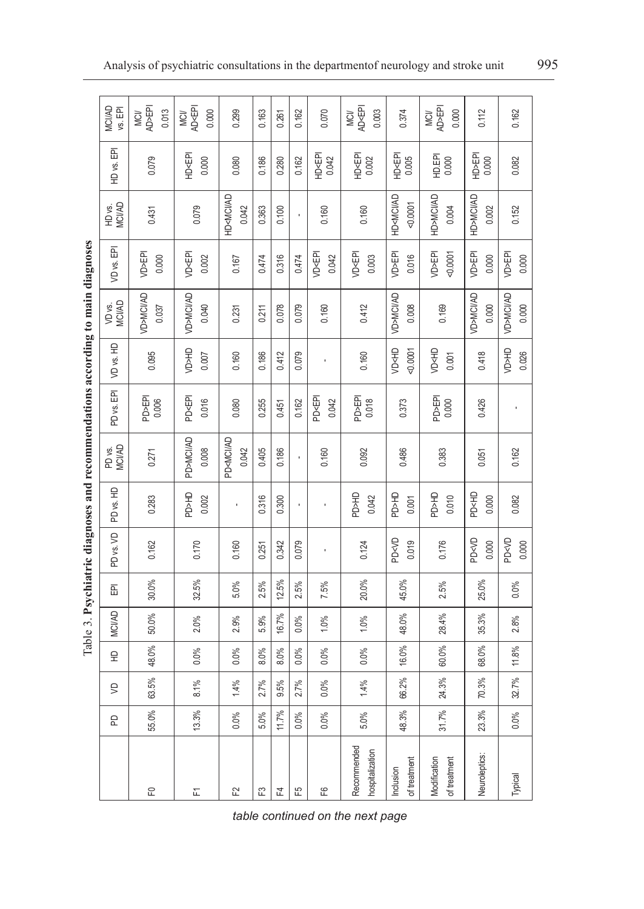Table 3. **Psychiatric diagnoses and recommendations according to main diagnoses**

| | PD | VD | HD | MCI/AD | EPI | PD vs. VD | PD vs. HD | PD vs. MCI/AD | PD vs. EPI | VD vs. HD | VD vs. MCI/AD | VD vs. EPI | HD vs. MCI/AD | HD vs. EPI | MCI/AD vs. EPI |
|---|---|---|---|---|---|---|---|---|---|---|---|---|---|---|---|
| F0 | 55.0% | 63.5% | 48.0% | 50.0% | 30.0% | 0.162 | 0.283 | 0.271 | PD>EPI 0.006 | 0.095 | VD>MCI/AD 0.037 | VD>EPI 0.000 | 0.431 | 0.079 | MCI/AD>EPI 0.013 |
| F1 | 13.3% | 8.1% | 0.0% | 2.0% | 32.5% | 0.170 | PD>HD 0.002 | PD>MCI/AD 0.008 | PD<EPI 0.016 | VD>HD 0.007 | VD>MCI/AD 0.040 | VD<EPI 0.002 | 0.079 | HD<EPI 0.000 | MCI/AD<EPI 0.000 |
| F2 | 0.0% | 1.4% | 0.0% | 2.9% | 5.0% | 0.160 | - | PD<MCI/AD 0.042 | 0.080 | 0.160 | 0.231 | 0.167 | HD<MCI/AD 0.042 | 0.080 | 0.299 |
| F3 | 5.0% | 2.7% | 8.0% | 5.9% | 2.5% | 0.251 | 0.316 | 0.405 | 0.255 | 0.186 | 0.211 | 0.474 | 0.363 | 0.186 | 0.163 |
| F4 | 11.7% | 9.5% | 8.0% | 16.7% | 12.5% | 0.342 | 0.300 | 0.186 | 0.451 | 0.412 | 0.078 | 0.316 | 0.100 | 0.280 | 0.261 |
| F5 | 0.0% | 2.7% | 0.0% | 0.0% | 2.5% | 0.079 | - | - | 0.162 | 0.079 | 0.079 | 0.474 | - | 0.162 | 0.162 |
| F6 | 0.0% | 0.0% | 0.0% | 1.0% | 7.5% | - | - | 0.160 | PD<EPI 0.042 | - | 0.160 | VD<EPI 0.042 | 0.160 | HD<EPI 0.042 | 0.070 |
| Recommended hospitalization | 5.0% | 1.4% | 0.0% | 1.0% | 20.0% | 0.124 | PD>HD 0.042 | 0.092 | PD>EPI 0.018 | 0.160 | 0.412 | VD<EPI 0.003 | 0.160 | HD<EPI 0.002 | MCI/AD<EPI 0.003 |
| Inclusion of treatment | 48.3% | 66.2% | 16.0% | 48.0% | 45.0% | PD<VD 0.019 | PD>HD 0.001 | 0.486 | 0.373 | VD<HD <0.0001 | VD>MCI/AD 0.008 | VD>EPI 0.016 | HD<MCI/AD <0.0001 | HD<EPI 0.005 | 0.374 |
| Modification of treatment | 31.7% | 24.3% | 60.0% | 28.4% | 2.5% | 0.176 | PD>HD 0.010 | 0.383 | PD>EPI 0.000 | VD<HD 0.001 | 0.169 | VD>EPI <0.0001 | HD>MCI/AD 0.004 | HD.EPI 0.000 | MCI/AD>EPI 0.000 |
| Neuroleptics: | 23.3% | 70.3% | 68.0% | 35.3% | 25.0% | PD<VD 0.000 | PD<HD 0.000 | 0.051 | 0.426 | 0.418 | VD>MCI/AD 0.000 | VD>EPI 0.000 | HD>MCI/AD 0.002 | HD>EPI 0.000 | 0.112 |
| Typical | 0.0% | 32.7% | 11.8% | 2.8% | 0.0% | PD<VD 0.000 | 0.082 | 0.162 | - | VD>HD 0.026 | VD>MCI/AD 0.000 | VD>EPI 0.000 | 0.152 | 0.082 | 0.162 |

*table continued on the next page*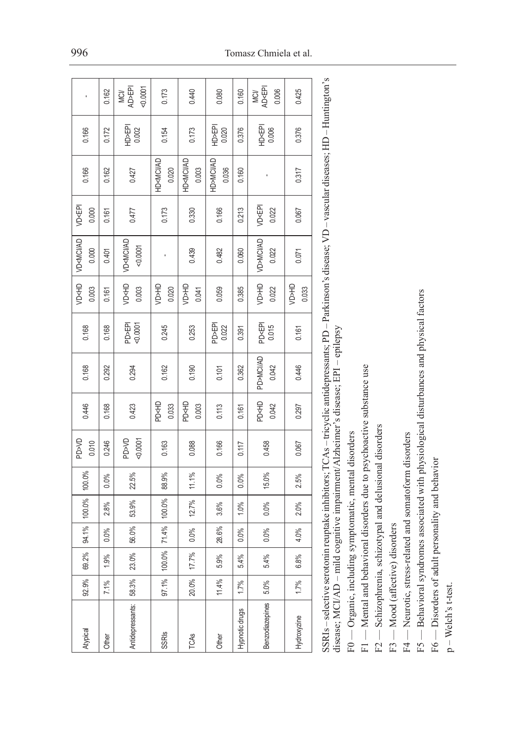| | | | | | | | | | | | | | | | |
|---|---|---|---|---|---|---|---|---|---|---|---|---|---|---|---|
| Atypical | 92.9% | 69.2% | 94.1% | 100.0% | 100.0% | PD>VD 0.010 | 0.446 | 0.168 | 0.168 | VD<HD 0.003 | VD<MCI/AD 0.000 | VD<EPI 0.000 | 0.166 | 0.166 | - |
| Other | 7.1% | 1.9% | 0.0% | 2.8% | 0.0% | 0.246 | 0.168 | 0.292 | 0.168 | 0.161 | 0.401 | 0.161 | 0.162 | 0.172 | 0.162 |
| Antidepressants: | 58.3% | 23.0% | 56.0% | 53.9% | 22.5% | PD>VD <0.0001 | 0.423 | 0.294 | PD>EPI <0.0001 | VD<HD 0.003 | VD<MCI/AD <0.0001 | 0.477 | 0.427 | HD>EPI 0.002 | MCI/AD>EPI <0.0001 |
| SSRIs | 97.1% | 100.0% | 71.4% | 100.0% | 88.9% | 0.163 | PD<HD 0.033 | 0.162 | 0.245 | VD>HD 0.020 | - | 0.173 | HD<MCI/AD 0.020 | 0.154 | 0.173 |
| TCAs | 20.0% | 17.7% | 0.0% | 12.7% | 11.1% | 0.088 | PD<HD 0.003 | 0.190 | 0.253 | VD>HD 0.041 | 0.439 | 0.330 | HD<MCI/AD 0.003 | 0.173 | 0.440 |
| Other | 11.4% | 5.9% | 28.6% | 3.6% | 0.0% | 0.166 | 0.113 | 0.101 | PD>EPI 0.022 | 0.059 | 0.482 | 0.166 | HD>MCI/AD 0.036 | HD>EPI 0.020 | 0.080 |
| Hypnotic drugs | 1.7% | 5.4% | 0.0% | 1.0% | 0.0% | 0.117 | 0.161 | 0.362 | 0.391 | 0.385 | 0.060 | 0.213 | 0.160 | 0.376 | 0.160 |
| Benzodiazepines | 5.0% | 5.4% | 0.0% | 0.0% | 15.0% | 0.458 | PD<HD 0.042 | PD>MCI/AD 0.042 | PD<EPI 0.015 | VD>HD 0.022 | VD<MCI/AD 0.022 | VD<EPI 0.022 | - | HD<EPI 0.006 | MCI/AD<EPI 0.006 |
| Hydroxyzine | 1.7% | 6.8% | 4.0% | 2.0% | 2.5% | 0.067 | 0.297 | 0.446 | 0.161 | VD>HD 0.033 | 0.071 | 0.067 | 0.317 | 0.376 | 0.425 |

SSRIs – selective serotonin reuptake inhibitors; TCAs – tricyclic antidepressants; PD – Parkinson's disease; VD – vascular diseases; HD – Huntington's disease; MCI/AD – mild cognitive impairment/Alzheimer's disease; EPI – epilepsy

F0 — Organic, including symptomatic, mental disorders

F1 — Mental and behavioral disorders due to psychoactive substance use

F2 — Schizophrenia, schizotypal and delusional disorders

F3 — Mood (affective) disorders

F4 — Neurotic, stress-related and somatoform disorders

F5 — Behavioral syndromes associated with physiological disturbances and physical factors

F6 — Disorders of adult personality and behavior

p – Welch's t-test.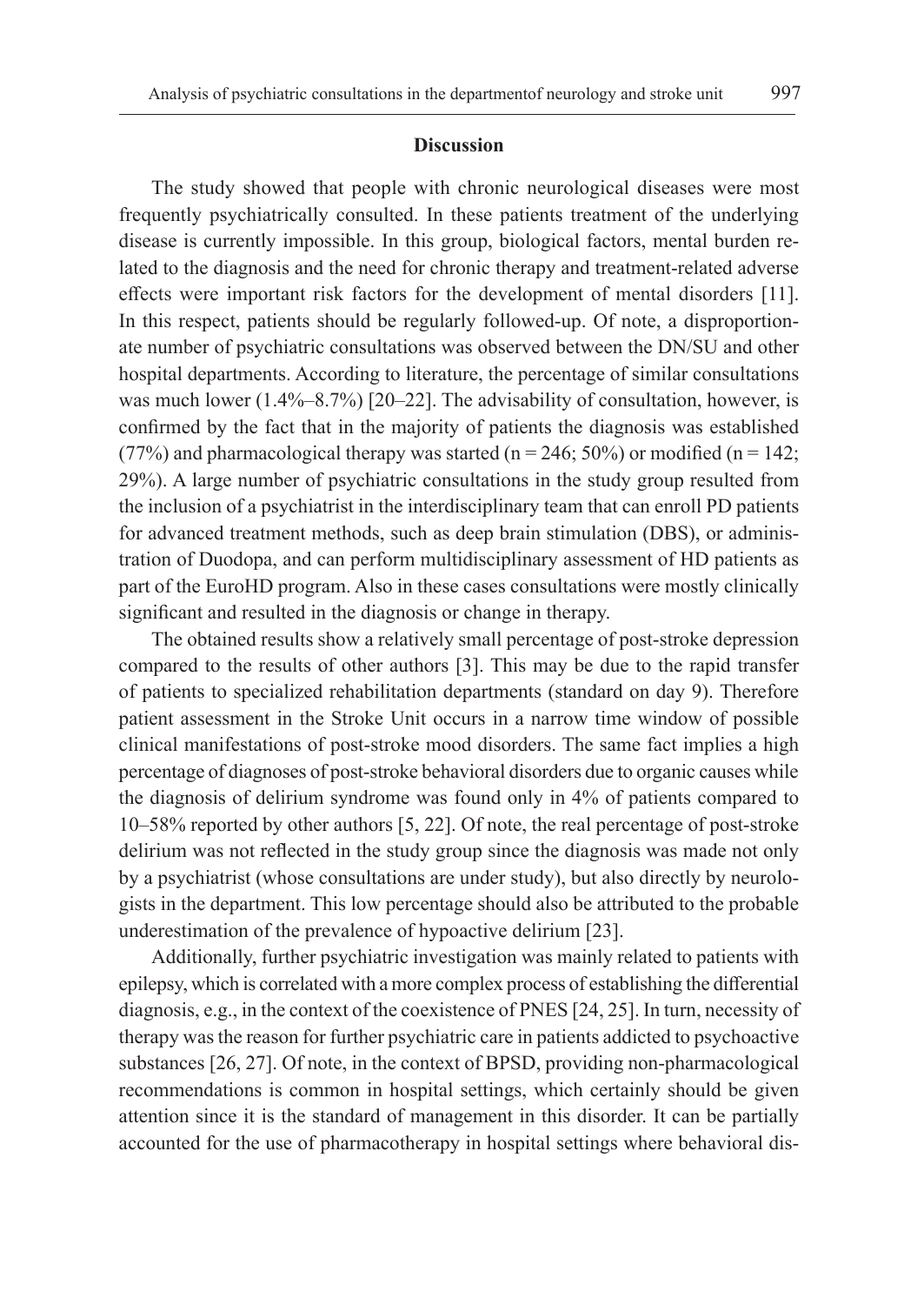## Discussion

The study showed that people with chronic neurological diseases were most frequently psychiatrically consulted. In these patients treatment of the underlying disease is currently impossible. In this group, biological factors, mental burden related to the diagnosis and the need for chronic therapy and treatment-related adverse effects were important risk factors for the development of mental disorders [11]. In this respect, patients should be regularly followed-up. Of note, a disproportionate number of psychiatric consultations was observed between the DN/SU and other hospital departments. According to literature, the percentage of similar consultations was much lower (1.4%–8.7%) [20–22]. The advisability of consultation, however, is confirmed by the fact that in the majority of patients the diagnosis was established (77%) and pharmacological therapy was started (n = 246; 50%) or modified (n = 142; 29%). A large number of psychiatric consultations in the study group resulted from the inclusion of a psychiatrist in the interdisciplinary team that can enroll PD patients for advanced treatment methods, such as deep brain stimulation (DBS), or administration of Duodopa, and can perform multidisciplinary assessment of HD patients as part of the EuroHD program. Also in these cases consultations were mostly clinically significant and resulted in the diagnosis or change in therapy.

The obtained results show a relatively small percentage of post-stroke depression compared to the results of other authors [3]. This may be due to the rapid transfer of patients to specialized rehabilitation departments (standard on day 9). Therefore patient assessment in the Stroke Unit occurs in a narrow time window of possible clinical manifestations of post-stroke mood disorders. The same fact implies a high percentage of diagnoses of post-stroke behavioral disorders due to organic causes while the diagnosis of delirium syndrome was found only in 4% of patients compared to 10–58% reported by other authors [5, 22]. Of note, the real percentage of post-stroke delirium was not reflected in the study group since the diagnosis was made not only by a psychiatrist (whose consultations are under study), but also directly by neurologists in the department. This low percentage should also be attributed to the probable underestimation of the prevalence of hypoactive delirium [23].

Additionally, further psychiatric investigation was mainly related to patients with epilepsy, which is correlated with a more complex process of establishing the differential diagnosis, e.g., in the context of the coexistence of PNES [24, 25]. In turn, necessity of therapy was the reason for further psychiatric care in patients addicted to psychoactive substances [26, 27]. Of note, in the context of BPSD, providing non-pharmacological recommendations is common in hospital settings, which certainly should be given attention since it is the standard of management in this disorder. It can be partially accounted for the use of pharmacotherapy in hospital settings where behavioral dis-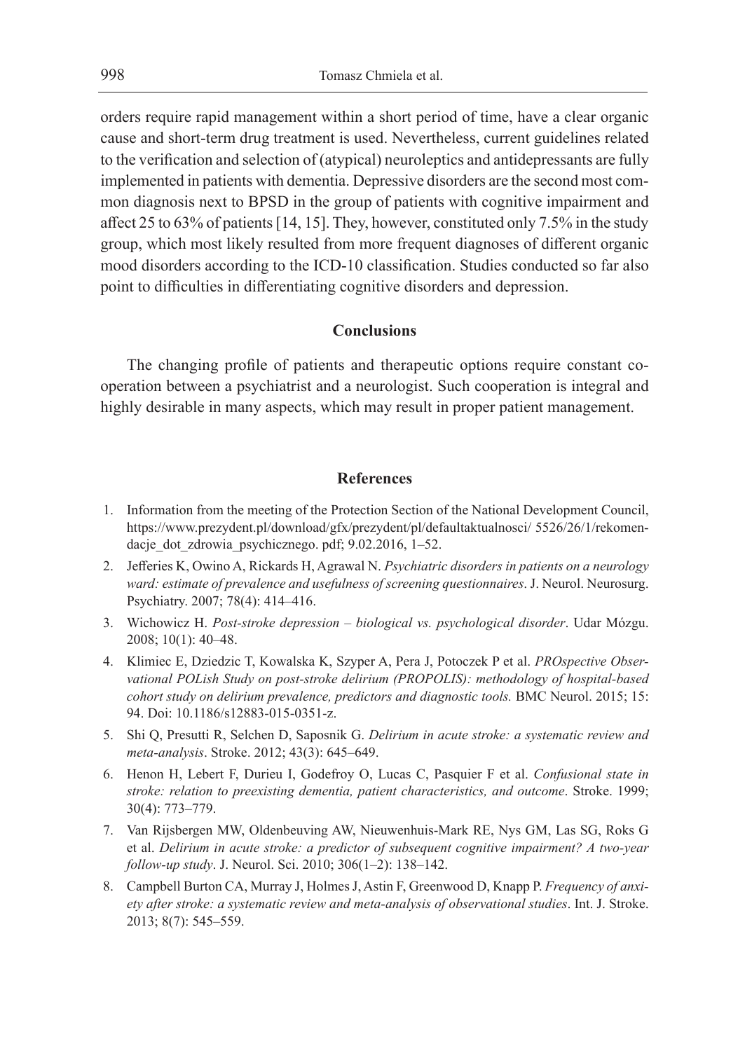orders require rapid management within a short period of time, have a clear organic cause and short-term drug treatment is used. Nevertheless, current guidelines related to the verification and selection of (atypical) neuroleptics and antidepressants are fully implemented in patients with dementia. Depressive disorders are the second most common diagnosis next to BPSD in the group of patients with cognitive impairment and affect 25 to 63% of patients [14, 15]. They, however, constituted only 7.5% in the study group, which most likely resulted from more frequent diagnoses of different organic mood disorders according to the ICD-10 classification. Studies conducted so far also point to difficulties in differentiating cognitive disorders and depression.

## Conclusions

The changing profile of patients and therapeutic options require constant cooperation between a psychiatrist and a neurologist. Such cooperation is integral and highly desirable in many aspects, which may result in proper patient management.

## References

1. Information from the meeting of the Protection Section of the National Development Council, https://www.prezydent.pl/download/gfx/prezydent/pl/defaultaktualnosci/ 5526/26/1/rekomendacje_dot_zdrowia_psychicznego. pdf; 9.02.2016, 1–52.
2. Jefferies K, Owino A, Rickards H, Agrawal N. *Psychiatric disorders in patients on a neurology ward: estimate of prevalence and usefulness of screening questionnaires*. J. Neurol. Neurosurg. Psychiatry. 2007; 78(4): 414–416.
3. Wichowicz H. *Post-stroke depression – biological vs. psychological disorder*. Udar Mózgu. 2008; 10(1): 40–48.
4. Klimiec E, Dziedzic T, Kowalska K, Szyper A, Pera J, Potoczek P et al. *PROspective Observational POLish Study on post-stroke delirium (PROPOLIS): methodology of hospital-based cohort study on delirium prevalence, predictors and diagnostic tools.* BMC Neurol. 2015; 15: 94. Doi: 10.1186/s12883-015-0351-z.
5. Shi Q, Presutti R, Selchen D, Saposnik G. *Delirium in acute stroke: a systematic review and meta-analysis*. Stroke. 2012; 43(3): 645–649.
6. Henon H, Lebert F, Durieu I, Godefroy O, Lucas C, Pasquier F et al. *Confusional state in stroke: relation to preexisting dementia, patient characteristics, and outcome*. Stroke. 1999; 30(4): 773–779.
7. Van Rijsbergen MW, Oldenbeuving AW, Nieuwenhuis-Mark RE, Nys GM, Las SG, Roks G et al. *Delirium in acute stroke: a predictor of subsequent cognitive impairment? A two-year follow-up study*. J. Neurol. Sci. 2010; 306(1–2): 138–142.
8. Campbell Burton CA, Murray J, Holmes J, Astin F, Greenwood D, Knapp P. *Frequency of anxiety after stroke: a systematic review and meta-analysis of observational studies*. Int. J. Stroke. 2013; 8(7): 545–559.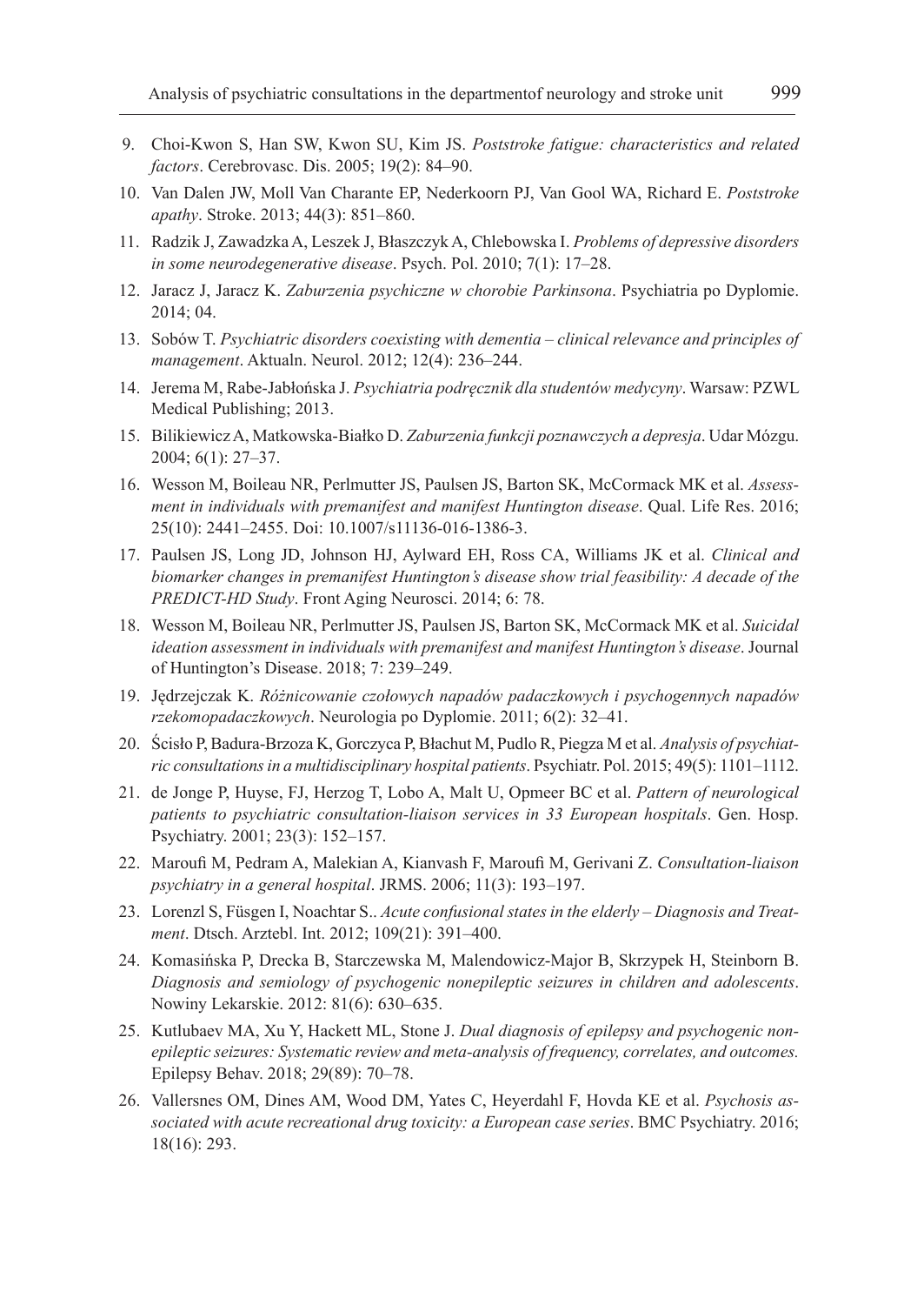9. Choi-Kwon S, Han SW, Kwon SU, Kim JS. *Poststroke fatigue: characteristics and related factors*. Cerebrovasc. Dis. 2005; 19(2): 84–90.
10. Van Dalen JW, Moll Van Charante EP, Nederkoorn PJ, Van Gool WA, Richard E. *Poststroke apathy*. Stroke. 2013; 44(3): 851–860.
11. Radzik J, Zawadzka A, Leszek J, Błaszczyk A, Chlebowska I. *Problems of depressive disorders in some neurodegenerative disease*. Psych. Pol. 2010; 7(1): 17–28.
12. Jaracz J, Jaracz K. *Zaburzenia psychiczne w chorobie Parkinsona*. Psychiatria po Dyplomie. 2014; 04.
13. Sobów T. *Psychiatric disorders coexisting with dementia – clinical relevance and principles of management*. Aktualn. Neurol. 2012; 12(4): 236–244.
14. Jerema M, Rabe-Jabłońska J. *Psychiatria podręcznik dla studentów medycyny*. Warsaw: PZWL Medical Publishing; 2013.
15. Bilikiewicz A, Matkowska-Białko D. *Zaburzenia funkcji poznawczych a depresja*. Udar Mózgu. 2004; 6(1): 27–37.
16. Wesson M, Boileau NR, Perlmutter JS, Paulsen JS, Barton SK, McCormack MK et al. *Assessment in individuals with premanifest and manifest Huntington disease*. Qual. Life Res. 2016; 25(10): 2441–2455. Doi: 10.1007/s11136-016-1386-3.
17. Paulsen JS, Long JD, Johnson HJ, Aylward EH, Ross CA, Williams JK et al. *Clinical and biomarker changes in premanifest Huntington's disease show trial feasibility: A decade of the PREDICT-HD Study*. Front Aging Neurosci. 2014; 6: 78.
18. Wesson M, Boileau NR, Perlmutter JS, Paulsen JS, Barton SK, McCormack MK et al. *Suicidal ideation assessment in individuals with premanifest and manifest Huntington's disease*. Journal of Huntington's Disease. 2018; 7: 239–249.
19. Jędrzejczak K. *Różnicowanie czołowych napadów padaczkowych i psychogennych napadów rzekomopadaczkowych*. Neurologia po Dyplomie. 2011; 6(2): 32–41.
20. Ścisło P, Badura-Brzoza K, Gorczyca P, Błachut M, Pudlo R, Piegza M et al. *Analysis of psychiatric consultations in a multidisciplinary hospital patients*. Psychiatr. Pol. 2015; 49(5): 1101–1112.
21. de Jonge P, Huyse, FJ, Herzog T, Lobo A, Malt U, Opmeer BC et al. *Pattern of neurological patients to psychiatric consultation-liaison services in 33 European hospitals*. Gen. Hosp. Psychiatry. 2001; 23(3): 152–157.
22. Maroufi M, Pedram A, Malekian A, Kianvash F, Maroufi M, Gerivani Z. *Consultation-liaison psychiatry in a general hospital*. JRMS. 2006; 11(3): 193–197.
23. Lorenzl S, Füsgen I, Noachtar S.. *Acute confusional states in the elderly – Diagnosis and Treatment*. Dtsch. Arztebl. Int. 2012; 109(21): 391–400.
24. Komasińska P, Drecka B, Starczewska M, Malendowicz-Major B, Skrzypek H, Steinborn B. *Diagnosis and semiology of psychogenic nonepileptic seizures in children and adolescents*. Nowiny Lekarskie. 2012: 81(6): 630–635.
25. Kutlubaev MA, Xu Y, Hackett ML, Stone J. *Dual diagnosis of epilepsy and psychogenic non-epileptic seizures: Systematic review and meta-analysis of frequency, correlates, and outcomes.* Epilepsy Behav. 2018; 29(89): 70–78.
26. Vallersnes OM, Dines AM, Wood DM, Yates C, Heyerdahl F, Hovda KE et al. *Psychosis associated with acute recreational drug toxicity: a European case series*. BMC Psychiatry. 2016; 18(16): 293.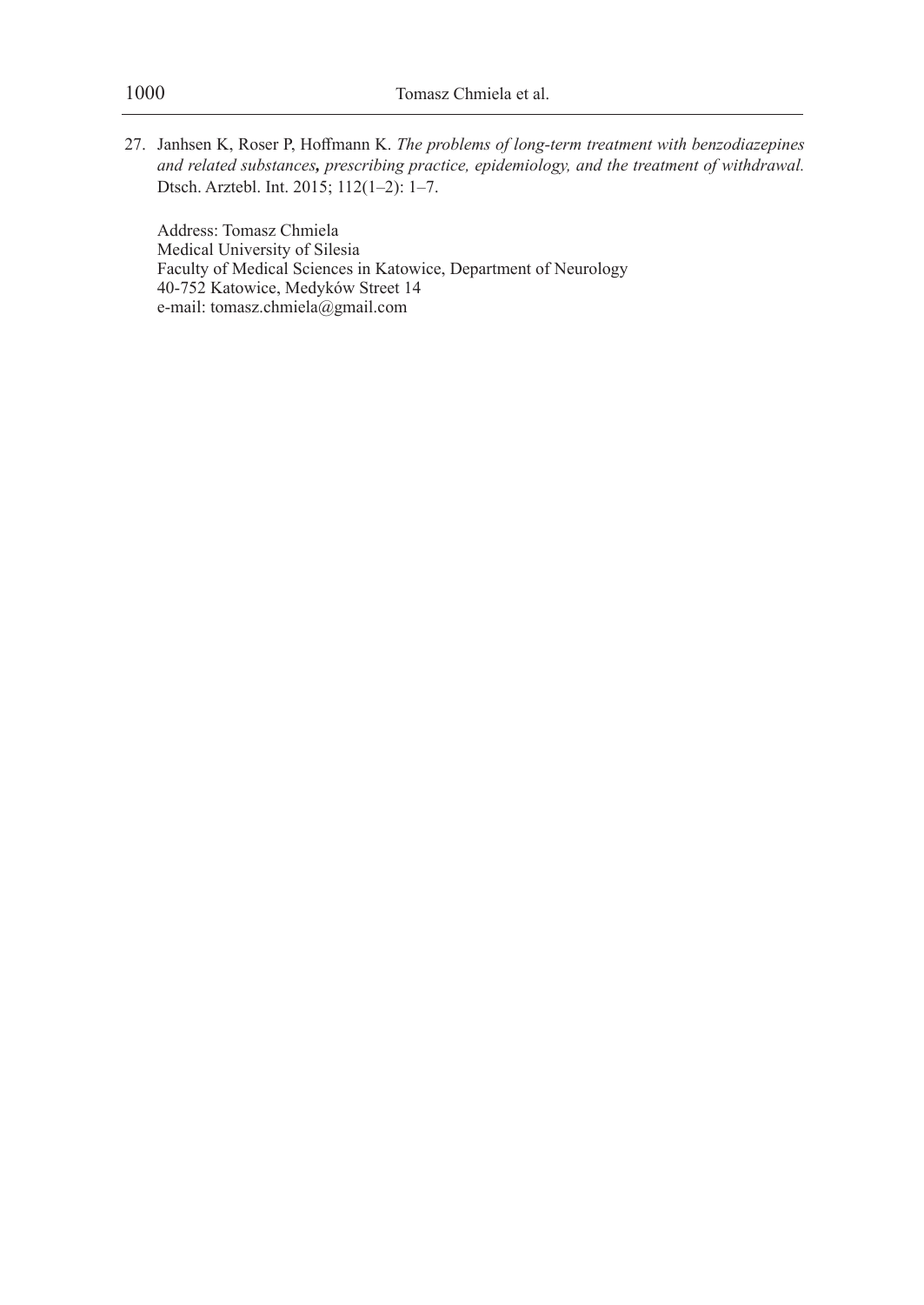27. Janhsen K, Roser P, Hoffmann K. *The problems of long-term treatment with benzodiazepines and related substances, prescribing practice, epidemiology, and the treatment of withdrawal.* Dtsch. Arztebl. Int. 2015; 112(1–2): 1–7.

Address: Tomasz Chmiela
Medical University of Silesia
Faculty of Medical Sciences in Katowice, Department of Neurology
40-752 Katowice, Medyków Street 14
e-mail: tomasz.chmiela@gmail.com